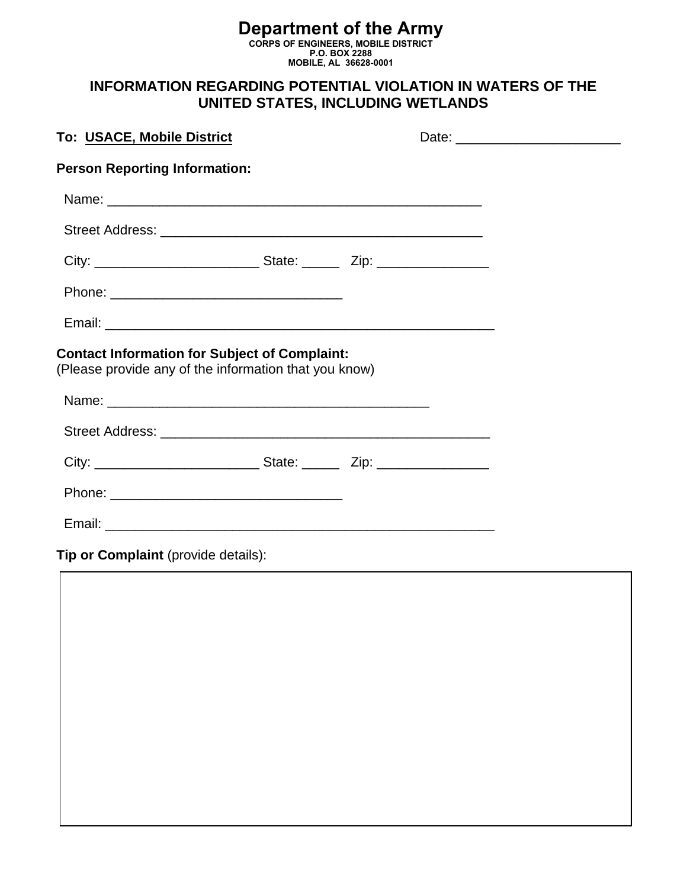# Department of the Army

**CORPS OF ENGINEERS, MOBILE DISTRICT**
**P.O. BOX 2288**
**MOBILE, AL 36628-0001**

## INFORMATION REGARDING POTENTIAL VIOLATION IN WATERS OF THE UNITED STATES, INCLUDING WETLANDS

**To: USACE, Mobile District** Date: ______________________

**Person Reporting Information:**

Name: __________________________________________________

Street Address: ___________________________________________

City: ______________________ State: _____ Zip: _______________

Phone: _______________________________

Email: ____________________________________________________

**Contact Information for Subject of Complaint:**
(Please provide any of the information that you know)

Name: ____________________________________________

Street Address: ____________________________________________

City: ______________________ State: _____ Zip: _______________

Phone: _______________________________

Email: ____________________________________________________

**Tip or Complaint** (provide details):

| |
|---|
| |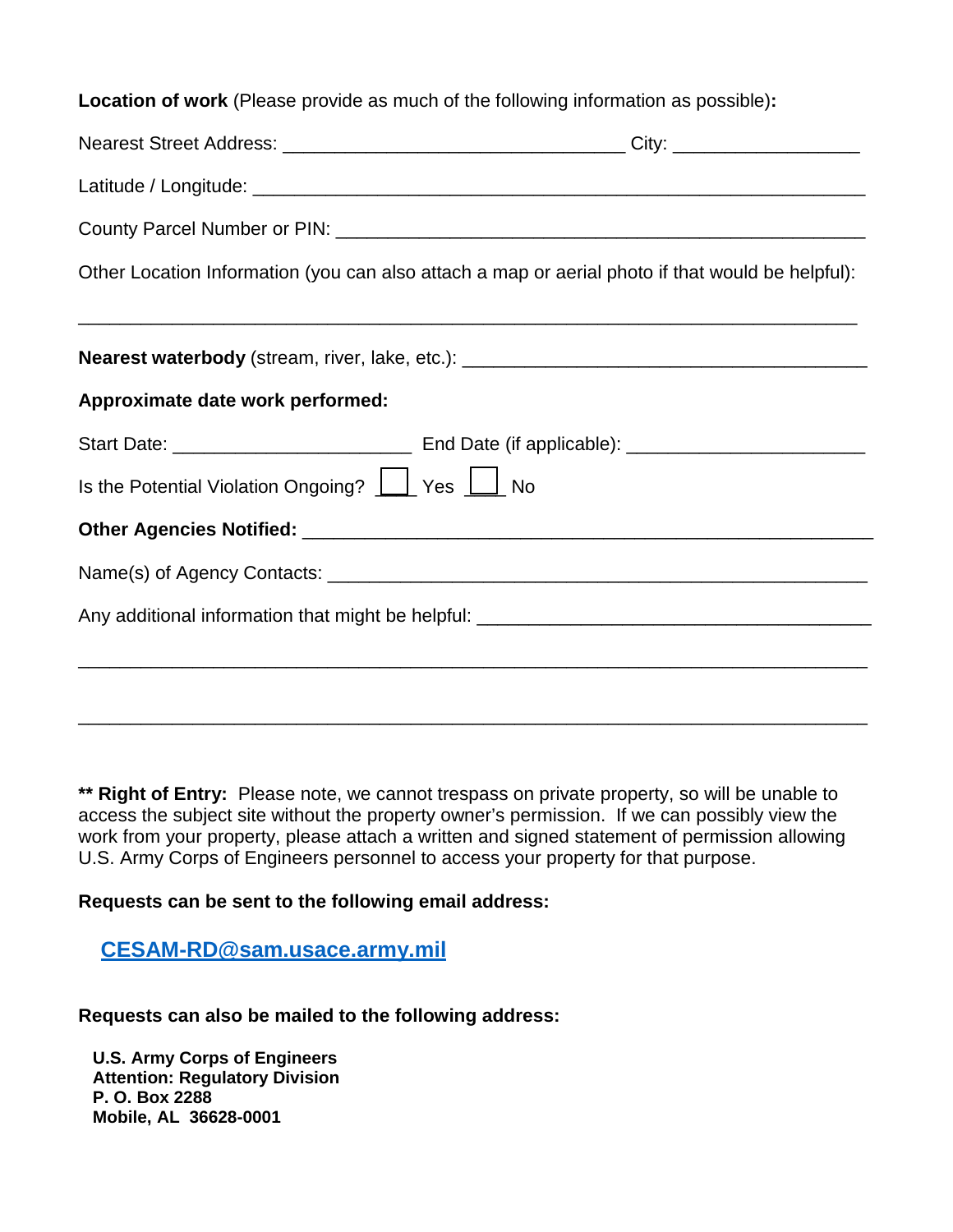**Location of work** (Please provide as much of the following information as possible)**:**

Nearest Street Address: ________________________________ City: _________________

Latitude / Longitude: __________________________________________________________

County Parcel Number or PIN: ___________________________________________________

Other Location Information (you can also attach a map or aerial photo if that would be helpful):

_________________________________________________________________________

**Nearest waterbody** (stream, river, lake, etc.): ____________________________________

**Approximate date work performed:**

Start Date: ______________________ End Date (if applicable): ______________________

Is the Potential Violation Ongoing? ☐ Yes ☐ No

**Other Agencies Notified:** _____________________________________________________

Name(s) of Agency Contacts: ___________________________________________________

Any additional information that might be helpful: _____________________________________

_________________________________________________________________________

_________________________________________________________________________

**** Right of Entry:** Please note, we cannot trespass on private property, so will be unable to access the subject site without the property owner's permission. If we can possibly view the work from your property, please attach a written and signed statement of permission allowing U.S. Army Corps of Engineers personnel to access your property for that purpose.

**Requests can be sent to the following email address:**

**CESAM-RD@sam.usace.army.mil**

**Requests can also be mailed to the following address:**

**U.S. Army Corps of Engineers**
**Attention: Regulatory Division**
**P. O. Box 2288**
**Mobile, AL 36628-0001**